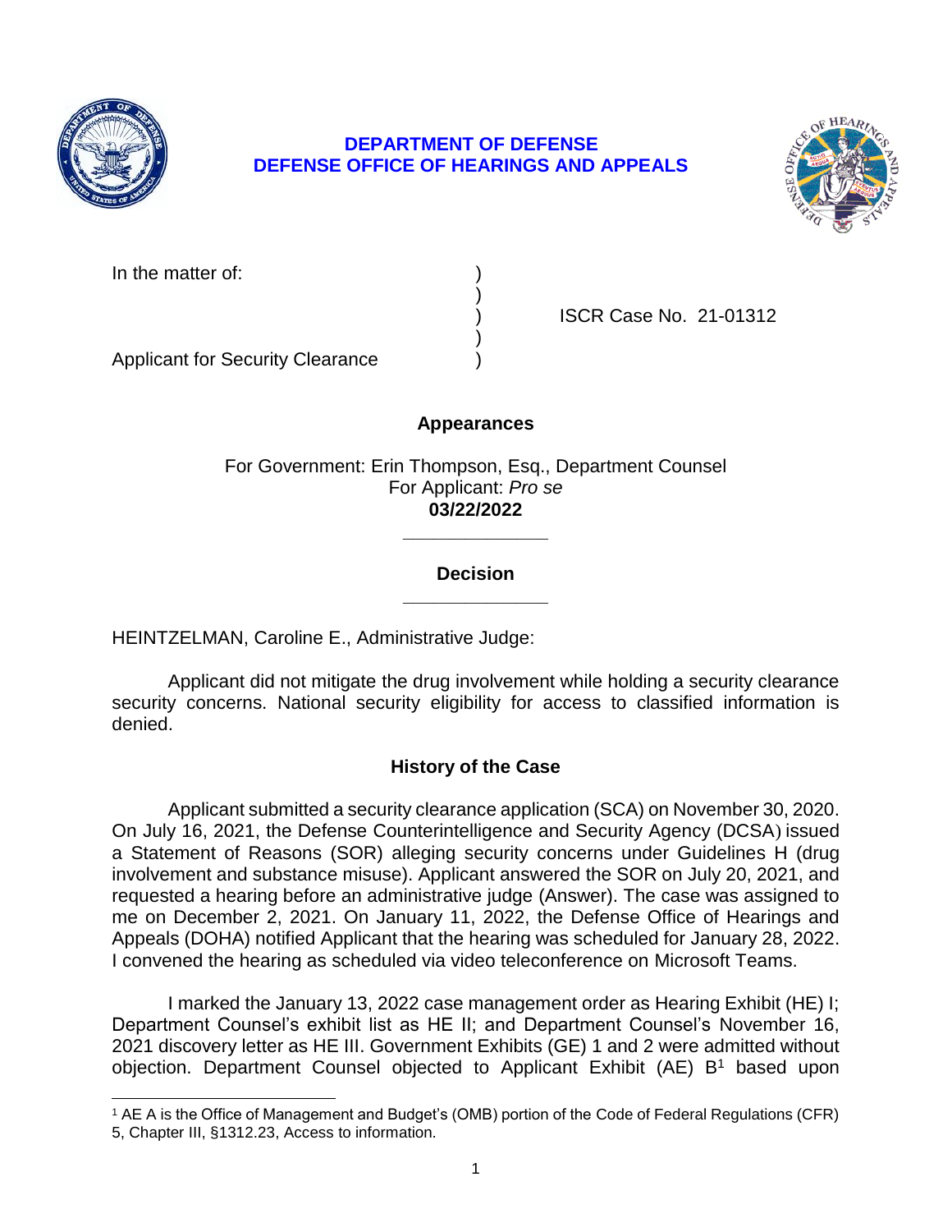**DEPARTMENT OF DEFENSE**
**DEFENSE OFFICE OF HEARINGS AND APPEALS**

In the matter of: )
)
) ISCR Case No. 21-01312
)
Applicant for Security Clearance )

## Appearances

For Government: Erin Thompson, Esq., Department Counsel
For Applicant: *Pro se*
**03/22/2022**

______________

## Decision

______________

HEINTZELMAN, Caroline E., Administrative Judge:

Applicant did not mitigate the drug involvement while holding a security clearance security concerns. National security eligibility for access to classified information is denied.

## History of the Case

Applicant submitted a security clearance application (SCA) on November 30, 2020. On July 16, 2021, the Defense Counterintelligence and Security Agency (DCSA) issued a Statement of Reasons (SOR) alleging security concerns under Guidelines H (drug involvement and substance misuse). Applicant answered the SOR on July 20, 2021, and requested a hearing before an administrative judge (Answer). The case was assigned to me on December 2, 2021. On January 11, 2022, the Defense Office of Hearings and Appeals (DOHA) notified Applicant that the hearing was scheduled for January 28, 2022. I convened the hearing as scheduled via video teleconference on Microsoft Teams.

I marked the January 13, 2022 case management order as Hearing Exhibit (HE) I; Department Counsel's exhibit list as HE II; and Department Counsel's November 16, 2021 discovery letter as HE III. Government Exhibits (GE) 1 and 2 were admitted without objection. Department Counsel objected to Applicant Exhibit (AE) B[1] based upon

[1] AE A is the Office of Management and Budget's (OMB) portion of the Code of Federal Regulations (CFR) 5, Chapter III, §1312.23, Access to information.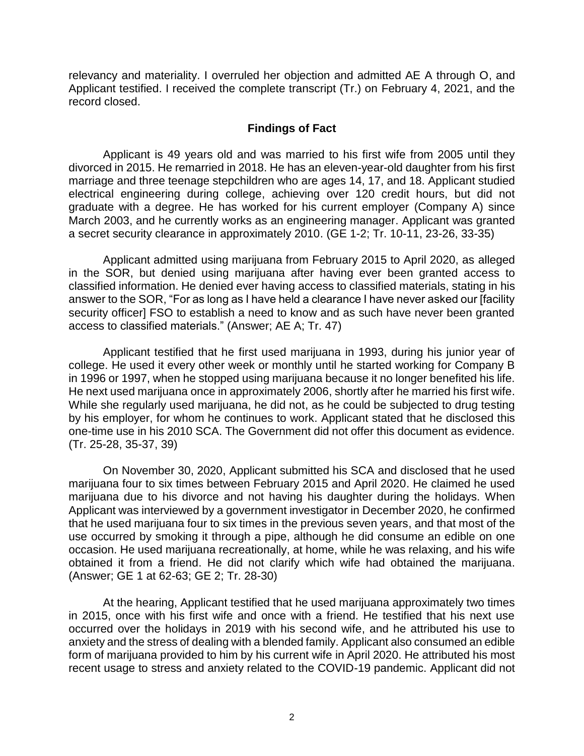relevancy and materiality. I overruled her objection and admitted AE A through O, and Applicant testified. I received the complete transcript (Tr.) on February 4, 2021, and the record closed.

## Findings of Fact

Applicant is 49 years old and was married to his first wife from 2005 until they divorced in 2015. He remarried in 2018. He has an eleven-year-old daughter from his first marriage and three teenage stepchildren who are ages 14, 17, and 18. Applicant studied electrical engineering during college, achieving over 120 credit hours, but did not graduate with a degree. He has worked for his current employer (Company A) since March 2003, and he currently works as an engineering manager. Applicant was granted a secret security clearance in approximately 2010. (GE 1-2; Tr. 10-11, 23-26, 33-35)

Applicant admitted using marijuana from February 2015 to April 2020, as alleged in the SOR, but denied using marijuana after having ever been granted access to classified information. He denied ever having access to classified materials, stating in his answer to the SOR, "For as long as I have held a clearance I have never asked our [facility security officer] FSO to establish a need to know and as such have never been granted access to classified materials." (Answer; AE A; Tr. 47)

Applicant testified that he first used marijuana in 1993, during his junior year of college. He used it every other week or monthly until he started working for Company B in 1996 or 1997, when he stopped using marijuana because it no longer benefited his life. He next used marijuana once in approximately 2006, shortly after he married his first wife. While she regularly used marijuana, he did not, as he could be subjected to drug testing by his employer, for whom he continues to work. Applicant stated that he disclosed this one-time use in his 2010 SCA. The Government did not offer this document as evidence. (Tr. 25-28, 35-37, 39)

On November 30, 2020, Applicant submitted his SCA and disclosed that he used marijuana four to six times between February 2015 and April 2020. He claimed he used marijuana due to his divorce and not having his daughter during the holidays. When Applicant was interviewed by a government investigator in December 2020, he confirmed that he used marijuana four to six times in the previous seven years, and that most of the use occurred by smoking it through a pipe, although he did consume an edible on one occasion. He used marijuana recreationally, at home, while he was relaxing, and his wife obtained it from a friend. He did not clarify which wife had obtained the marijuana. (Answer; GE 1 at 62-63; GE 2; Tr. 28-30)

At the hearing, Applicant testified that he used marijuana approximately two times in 2015, once with his first wife and once with a friend. He testified that his next use occurred over the holidays in 2019 with his second wife, and he attributed his use to anxiety and the stress of dealing with a blended family. Applicant also consumed an edible form of marijuana provided to him by his current wife in April 2020. He attributed his most recent usage to stress and anxiety related to the COVID-19 pandemic. Applicant did not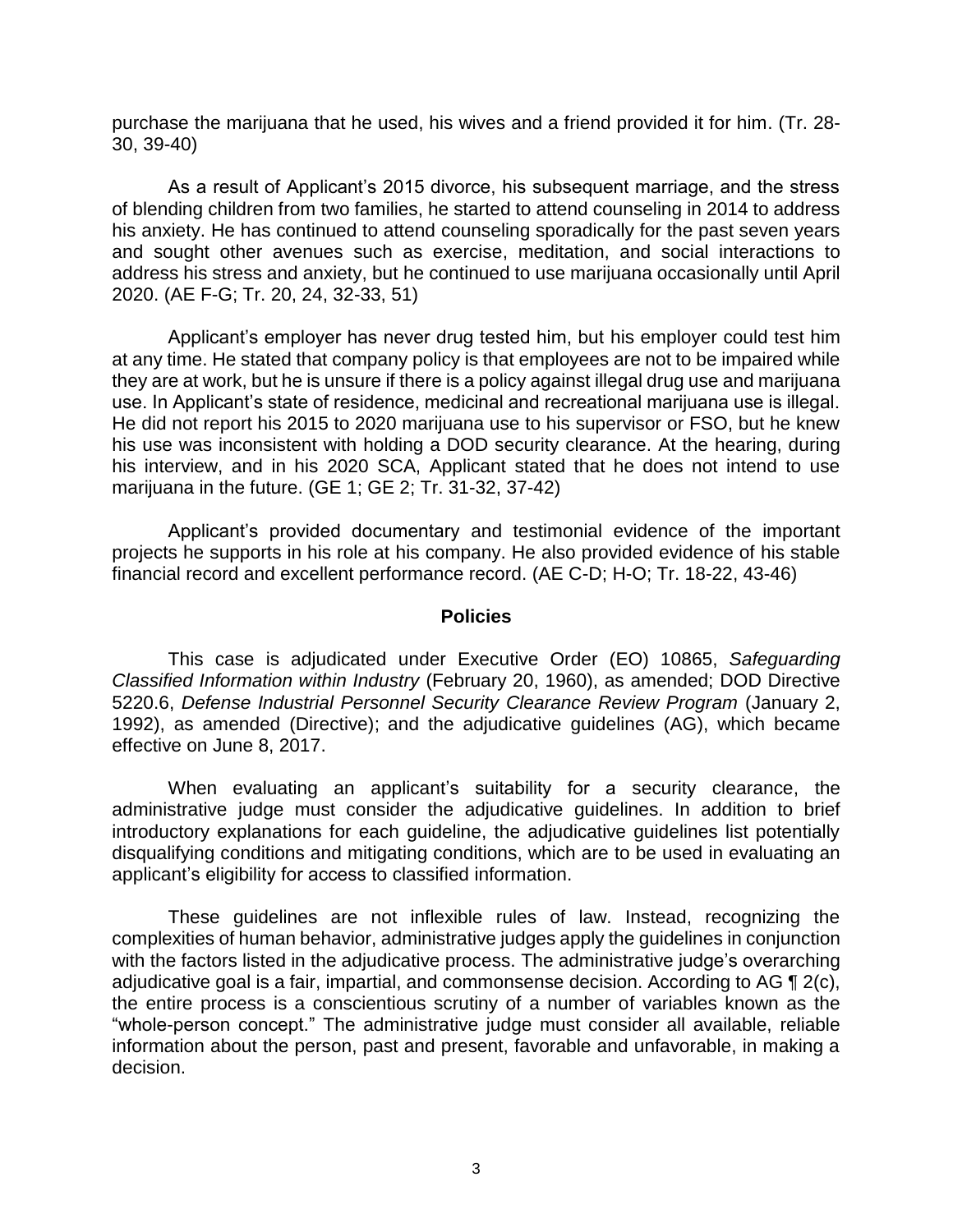purchase the marijuana that he used, his wives and a friend provided it for him. (Tr. 28-30, 39-40)

As a result of Applicant's 2015 divorce, his subsequent marriage, and the stress of blending children from two families, he started to attend counseling in 2014 to address his anxiety. He has continued to attend counseling sporadically for the past seven years and sought other avenues such as exercise, meditation, and social interactions to address his stress and anxiety, but he continued to use marijuana occasionally until April 2020. (AE F-G; Tr. 20, 24, 32-33, 51)

Applicant's employer has never drug tested him, but his employer could test him at any time. He stated that company policy is that employees are not to be impaired while they are at work, but he is unsure if there is a policy against illegal drug use and marijuana use. In Applicant's state of residence, medicinal and recreational marijuana use is illegal. He did not report his 2015 to 2020 marijuana use to his supervisor or FSO, but he knew his use was inconsistent with holding a DOD security clearance. At the hearing, during his interview, and in his 2020 SCA, Applicant stated that he does not intend to use marijuana in the future. (GE 1; GE 2; Tr. 31-32, 37-42)

Applicant's provided documentary and testimonial evidence of the important projects he supports in his role at his company. He also provided evidence of his stable financial record and excellent performance record. (AE C-D; H-O; Tr. 18-22, 43-46)

## Policies

This case is adjudicated under Executive Order (EO) 10865, *Safeguarding Classified Information within Industry* (February 20, 1960), as amended; DOD Directive 5220.6, *Defense Industrial Personnel Security Clearance Review Program* (January 2, 1992), as amended (Directive); and the adjudicative guidelines (AG), which became effective on June 8, 2017.

When evaluating an applicant's suitability for a security clearance, the administrative judge must consider the adjudicative guidelines. In addition to brief introductory explanations for each guideline, the adjudicative guidelines list potentially disqualifying conditions and mitigating conditions, which are to be used in evaluating an applicant's eligibility for access to classified information.

These guidelines are not inflexible rules of law. Instead, recognizing the complexities of human behavior, administrative judges apply the guidelines in conjunction with the factors listed in the adjudicative process. The administrative judge's overarching adjudicative goal is a fair, impartial, and commonsense decision. According to AG ¶ 2(c), the entire process is a conscientious scrutiny of a number of variables known as the "whole-person concept." The administrative judge must consider all available, reliable information about the person, past and present, favorable and unfavorable, in making a decision.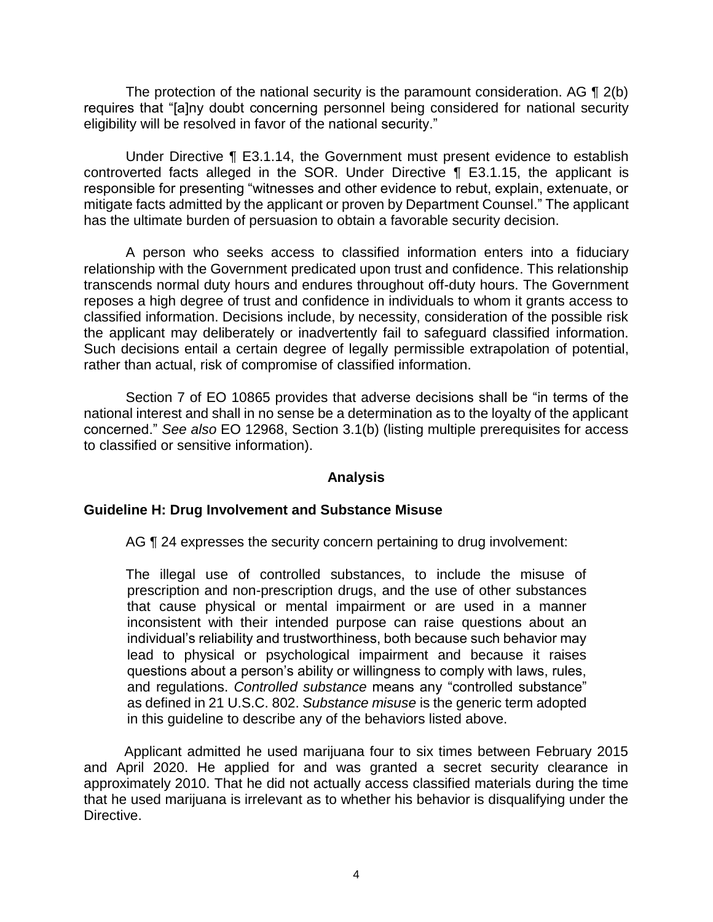The protection of the national security is the paramount consideration. AG ¶ 2(b) requires that "[a]ny doubt concerning personnel being considered for national security eligibility will be resolved in favor of the national security."

Under Directive ¶ E3.1.14, the Government must present evidence to establish controverted facts alleged in the SOR. Under Directive ¶ E3.1.15, the applicant is responsible for presenting "witnesses and other evidence to rebut, explain, extenuate, or mitigate facts admitted by the applicant or proven by Department Counsel." The applicant has the ultimate burden of persuasion to obtain a favorable security decision.

A person who seeks access to classified information enters into a fiduciary relationship with the Government predicated upon trust and confidence. This relationship transcends normal duty hours and endures throughout off-duty hours. The Government reposes a high degree of trust and confidence in individuals to whom it grants access to classified information. Decisions include, by necessity, consideration of the possible risk the applicant may deliberately or inadvertently fail to safeguard classified information. Such decisions entail a certain degree of legally permissible extrapolation of potential, rather than actual, risk of compromise of classified information.

Section 7 of EO 10865 provides that adverse decisions shall be "in terms of the national interest and shall in no sense be a determination as to the loyalty of the applicant concerned." *See also* EO 12968, Section 3.1(b) (listing multiple prerequisites for access to classified or sensitive information).

## Analysis

### Guideline H: Drug Involvement and Substance Misuse

AG ¶ 24 expresses the security concern pertaining to drug involvement:

> The illegal use of controlled substances, to include the misuse of prescription and non-prescription drugs, and the use of other substances that cause physical or mental impairment or are used in a manner inconsistent with their intended purpose can raise questions about an individual's reliability and trustworthiness, both because such behavior may lead to physical or psychological impairment and because it raises questions about a person's ability or willingness to comply with laws, rules, and regulations. *Controlled substance* means any "controlled substance" as defined in 21 U.S.C. 802. *Substance misuse* is the generic term adopted in this guideline to describe any of the behaviors listed above.

Applicant admitted he used marijuana four to six times between February 2015 and April 2020. He applied for and was granted a secret security clearance in approximately 2010. That he did not actually access classified materials during the time that he used marijuana is irrelevant as to whether his behavior is disqualifying under the Directive.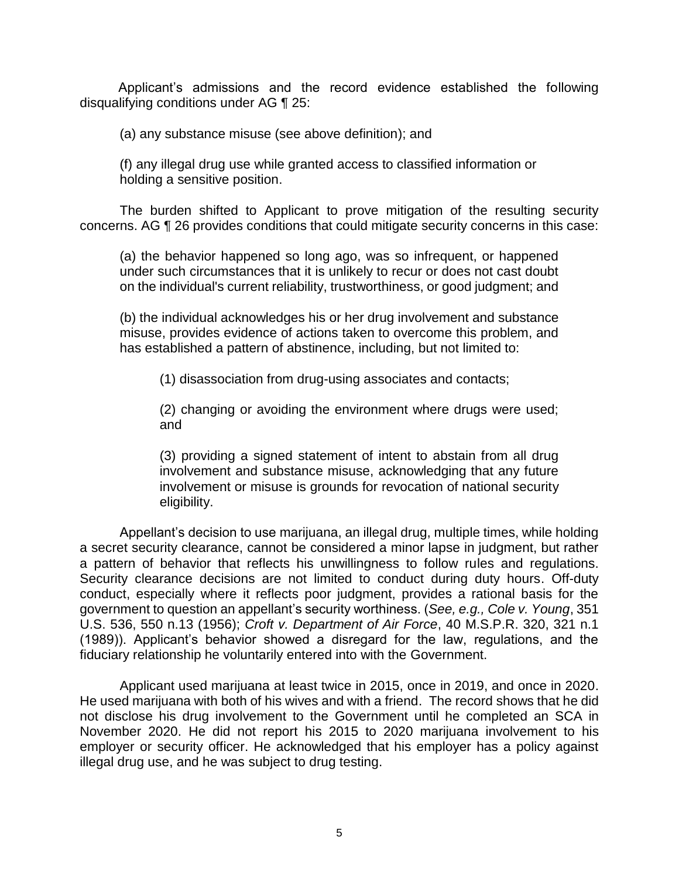Applicant's admissions and the record evidence established the following disqualifying conditions under AG ¶ 25:

> (a) any substance misuse (see above definition); and
>
> (f) any illegal drug use while granted access to classified information or holding a sensitive position.

The burden shifted to Applicant to prove mitigation of the resulting security concerns. AG ¶ 26 provides conditions that could mitigate security concerns in this case:

> (a) the behavior happened so long ago, was so infrequent, or happened under such circumstances that it is unlikely to recur or does not cast doubt on the individual's current reliability, trustworthiness, or good judgment; and
>
> (b) the individual acknowledges his or her drug involvement and substance misuse, provides evidence of actions taken to overcome this problem, and has established a pattern of abstinence, including, but not limited to:
>
> > (1) disassociation from drug-using associates and contacts;
> >
> > (2) changing or avoiding the environment where drugs were used; and
> >
> > (3) providing a signed statement of intent to abstain from all drug involvement and substance misuse, acknowledging that any future involvement or misuse is grounds for revocation of national security eligibility.

Appellant's decision to use marijuana, an illegal drug, multiple times, while holding a secret security clearance, cannot be considered a minor lapse in judgment, but rather a pattern of behavior that reflects his unwillingness to follow rules and regulations. Security clearance decisions are not limited to conduct during duty hours. Off-duty conduct, especially where it reflects poor judgment, provides a rational basis for the government to question an appellant's security worthiness. (*See, e.g., Cole v. Young*, 351 U.S. 536, 550 n.13 (1956); *Croft v. Department of Air Force*, 40 M.S.P.R. 320, 321 n.1 (1989)). Applicant's behavior showed a disregard for the law, regulations, and the fiduciary relationship he voluntarily entered into with the Government.

Applicant used marijuana at least twice in 2015, once in 2019, and once in 2020. He used marijuana with both of his wives and with a friend. The record shows that he did not disclose his drug involvement to the Government until he completed an SCA in November 2020. He did not report his 2015 to 2020 marijuana involvement to his employer or security officer. He acknowledged that his employer has a policy against illegal drug use, and he was subject to drug testing.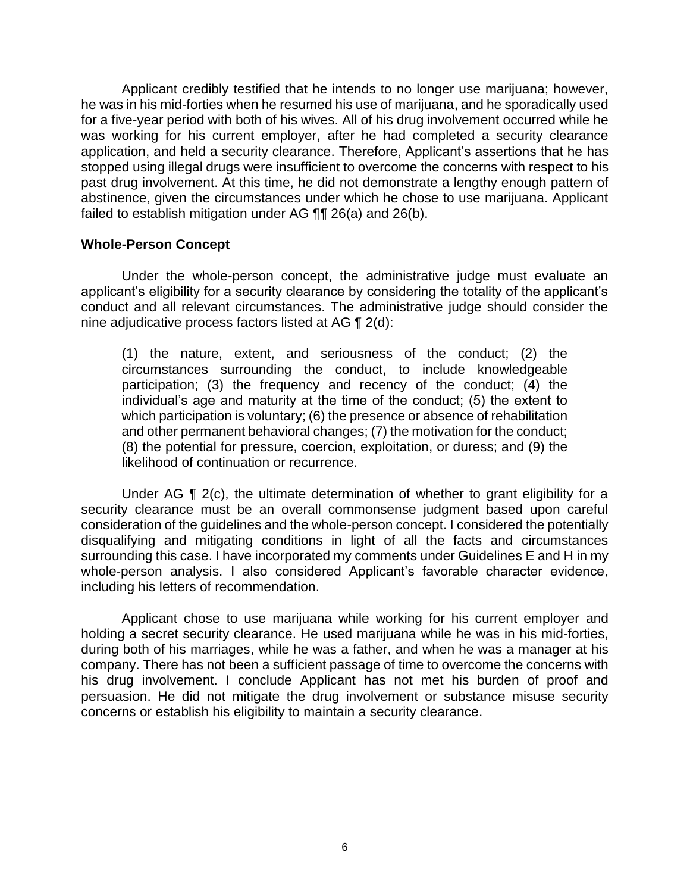Applicant credibly testified that he intends to no longer use marijuana; however, he was in his mid-forties when he resumed his use of marijuana, and he sporadically used for a five-year period with both of his wives. All of his drug involvement occurred while he was working for his current employer, after he had completed a security clearance application, and held a security clearance. Therefore, Applicant's assertions that he has stopped using illegal drugs were insufficient to overcome the concerns with respect to his past drug involvement. At this time, he did not demonstrate a lengthy enough pattern of abstinence, given the circumstances under which he chose to use marijuana. Applicant failed to establish mitigation under AG ¶¶ 26(a) and 26(b).

**Whole-Person Concept**

Under the whole-person concept, the administrative judge must evaluate an applicant's eligibility for a security clearance by considering the totality of the applicant's conduct and all relevant circumstances. The administrative judge should consider the nine adjudicative process factors listed at AG ¶ 2(d):

> (1) the nature, extent, and seriousness of the conduct; (2) the circumstances surrounding the conduct, to include knowledgeable participation; (3) the frequency and recency of the conduct; (4) the individual's age and maturity at the time of the conduct; (5) the extent to which participation is voluntary; (6) the presence or absence of rehabilitation and other permanent behavioral changes; (7) the motivation for the conduct; (8) the potential for pressure, coercion, exploitation, or duress; and (9) the likelihood of continuation or recurrence.

Under AG ¶ 2(c), the ultimate determination of whether to grant eligibility for a security clearance must be an overall commonsense judgment based upon careful consideration of the guidelines and the whole-person concept. I considered the potentially disqualifying and mitigating conditions in light of all the facts and circumstances surrounding this case. I have incorporated my comments under Guidelines E and H in my whole-person analysis. I also considered Applicant's favorable character evidence, including his letters of recommendation.

Applicant chose to use marijuana while working for his current employer and holding a secret security clearance. He used marijuana while he was in his mid-forties, during both of his marriages, while he was a father, and when he was a manager at his company. There has not been a sufficient passage of time to overcome the concerns with his drug involvement. I conclude Applicant has not met his burden of proof and persuasion. He did not mitigate the drug involvement or substance misuse security concerns or establish his eligibility to maintain a security clearance.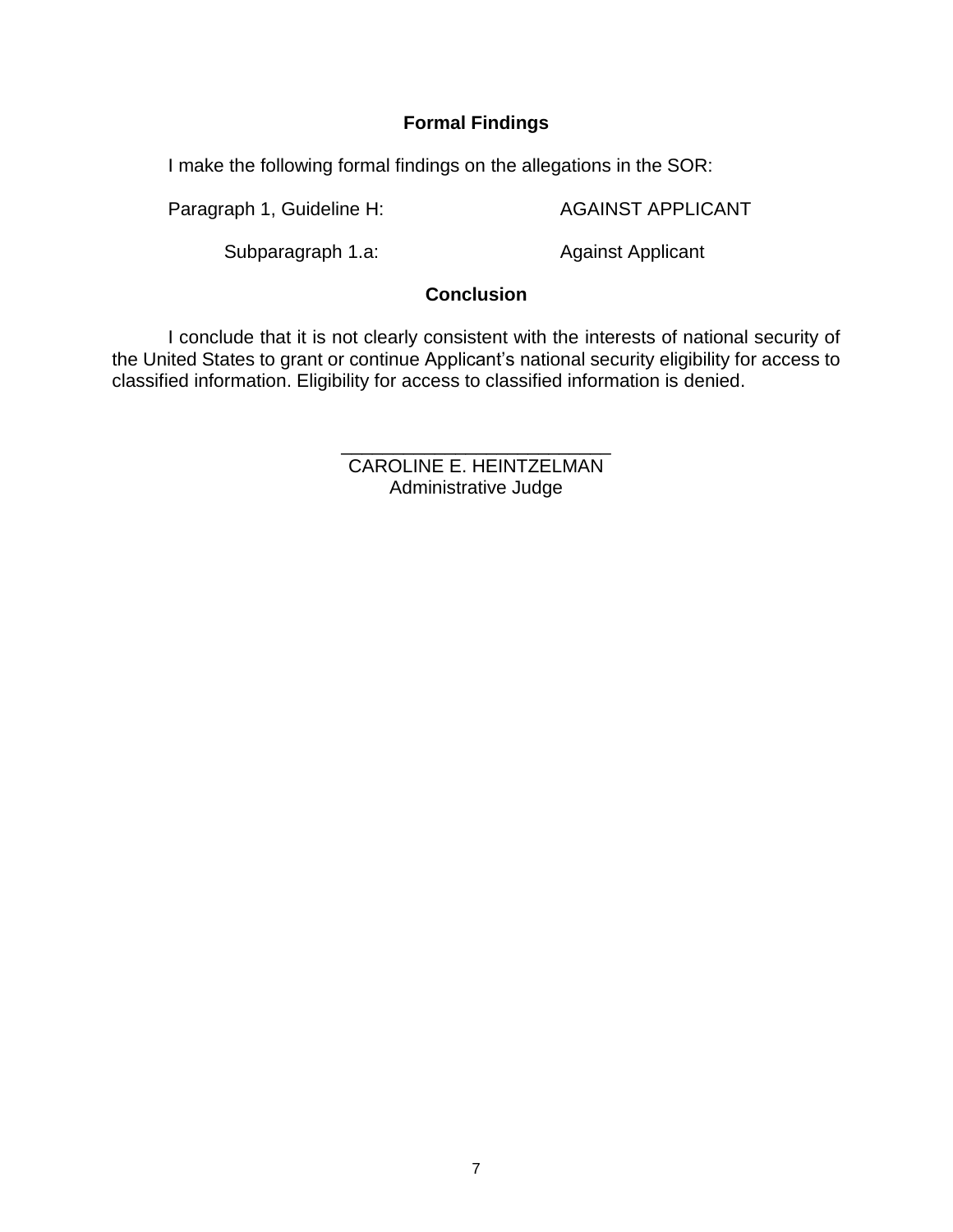## Formal Findings

I make the following formal findings on the allegations in the SOR:

| | |
|---|---|
| Paragraph 1, Guideline H: | AGAINST APPLICANT |
| Subparagraph 1.a: | Against Applicant |

## Conclusion

I conclude that it is not clearly consistent with the interests of national security of the United States to grant or continue Applicant's national security eligibility for access to classified information. Eligibility for access to classified information is denied.

\_\_\_\_\_\_\_\_\_\_\_\_\_\_\_\_\_\_\_\_\_\_\_\_\_\_

CAROLINE E. HEINTZELMAN

Administrative Judge